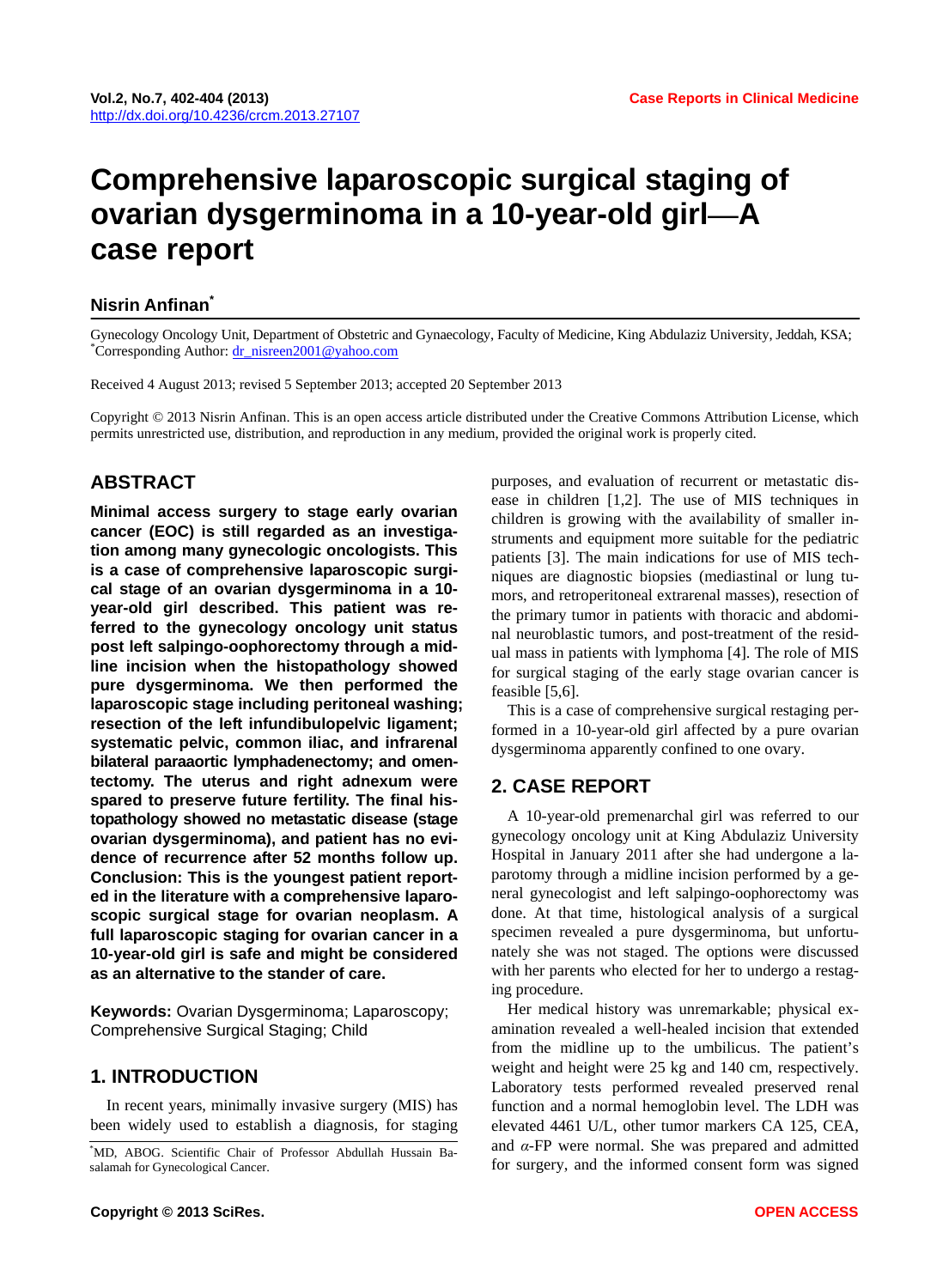# Comprehensive laparoscopic surgical staging of ovarian dysgerminoma in a 10-year-old girl—A case report

**Nisrin Anfinan***

Gynecology Oncology Unit, Department of Obstetric and Gynaecology, Faculty of Medicine, King Abdulaziz University, Jeddah, KSA;
*Corresponding Author: dr_nisreen2001@yahoo.com

Received 4 August 2013; revised 5 September 2013; accepted 20 September 2013

Copyright © 2013 Nisrin Anfinan. This is an open access article distributed under the Creative Commons Attribution License, which permits unrestricted use, distribution, and reproduction in any medium, provided the original work is properly cited.

## ABSTRACT

**Minimal access surgery to stage early ovarian cancer (EOC) is still regarded as an investigation among many gynecologic oncologists. This is a case of comprehensive laparoscopic surgical stage of an ovarian dysgerminoma in a 10-year-old girl described. This patient was referred to the gynecology oncology unit status post left salpingo-oophorectomy through a midline incision when the histopathology showed pure dysgerminoma. We then performed the laparoscopic stage including peritoneal washing; resection of the left infundibulopelvic ligament; systematic pelvic, common iliac, and infrarenal bilateral paraaortic lymphadenectomy; and omentectomy. The uterus and right adnexum were spared to preserve future fertility. The final histopathology showed no metastatic disease (stage ovarian dysgerminoma), and patient has no evidence of recurrence after 52 months follow up. Conclusion: This is the youngest patient reported in the literature with a comprehensive laparoscopic surgical stage for ovarian neoplasm. A full laparoscopic staging for ovarian cancer in a 10-year-old girl is safe and might be considered as an alternative to the stander of care.**

**Keywords:** Ovarian Dysgerminoma; Laparoscopy; Comprehensive Surgical Staging; Child

## 1. INTRODUCTION

In recent years, minimally invasive surgery (MIS) has been widely used to establish a diagnosis, for staging purposes, and evaluation of recurrent or metastatic disease in children [1,2]. The use of MIS techniques in children is growing with the availability of smaller instruments and equipment more suitable for the pediatric patients [3]. The main indications for use of MIS techniques are diagnostic biopsies (mediastinal or lung tumors, and retroperitoneal extrarenal masses), resection of the primary tumor in patients with thoracic and abdominal neuroblastic tumors, and post-treatment of the residual mass in patients with lymphoma [4]. The role of MIS for surgical staging of the early stage ovarian cancer is feasible [5,6].

This is a case of comprehensive surgical restaging performed in a 10-year-old girl affected by a pure ovarian dysgerminoma apparently confined to one ovary.

## 2. CASE REPORT

A 10-year-old premenarchal girl was referred to our gynecology oncology unit at King Abdulaziz University Hospital in January 2011 after she had undergone a laparotomy through a midline incision performed by a general gynecologist and left salpingo-oophorectomy was done. At that time, histological analysis of a surgical specimen revealed a pure dysgerminoma, but unfortunately she was not staged. The options were discussed with her parents who elected for her to undergo a restaging procedure.

Her medical history was unremarkable; physical examination revealed a well-healed incision that extended from the midline up to the umbilicus. The patient's weight and height were 25 kg and 140 cm, respectively. Laboratory tests performed revealed preserved renal function and a normal hemoglobin level. The LDH was elevated 4461 U/L, other tumor markers CA 125, CEA, and $\alpha$-FP were normal. She was prepared and admitted for surgery, and the informed consent form was signed

*MD, ABOG. Scientific Chair of Professor Abdullah Hussain Basalamah for Gynecological Cancer.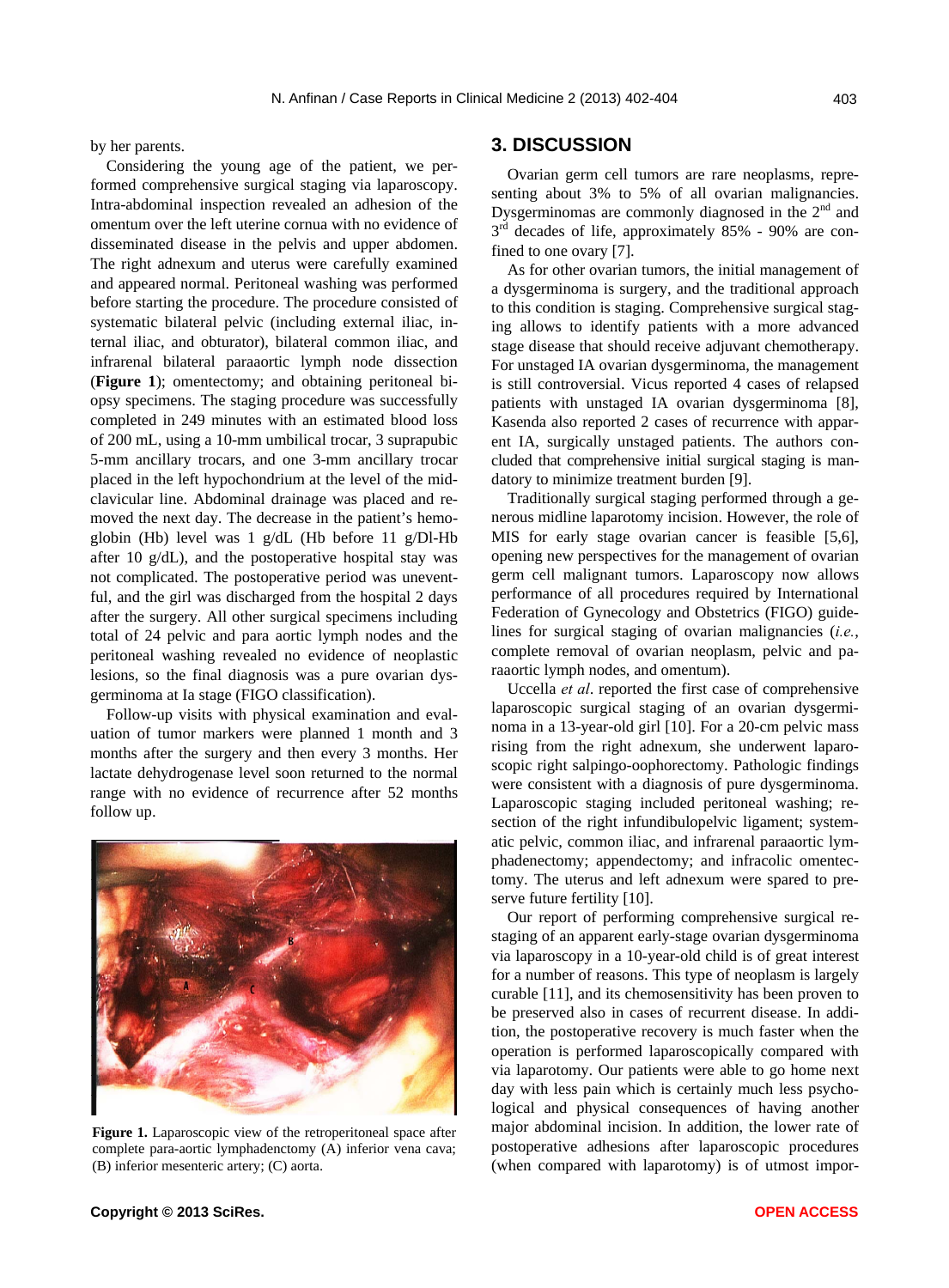by her parents.

Considering the young age of the patient, we performed comprehensive surgical staging via laparoscopy. Intra-abdominal inspection revealed an adhesion of the omentum over the left uterine cornua with no evidence of disseminated disease in the pelvis and upper abdomen. The right adnexum and uterus were carefully examined and appeared normal. Peritoneal washing was performed before starting the procedure. The procedure consisted of systematic bilateral pelvic (including external iliac, internal iliac, and obturator), bilateral common iliac, and infrarenal bilateral paraaortic lymph node dissection (**Figure 1**); omentectomy; and obtaining peritoneal biopsy specimens. The staging procedure was successfully completed in 249 minutes with an estimated blood loss of 200 mL, using a 10-mm umbilical trocar, 3 suprapubic 5-mm ancillary trocars, and one 3-mm ancillary trocar placed in the left hypochondrium at the level of the midclavicular line. Abdominal drainage was placed and removed the next day. The decrease in the patient's hemoglobin (Hb) level was 1 g/dL (Hb before 11 g/Dl-Hb after 10 g/dL), and the postoperative hospital stay was not complicated. The postoperative period was uneventful, and the girl was discharged from the hospital 2 days after the surgery. All other surgical specimens including total of 24 pelvic and para aortic lymph nodes and the peritoneal washing revealed no evidence of neoplastic lesions, so the final diagnosis was a pure ovarian dysgerminoma at Ia stage (FIGO classification).

Follow-up visits with physical examination and evaluation of tumor markers were planned 1 month and 3 months after the surgery and then every 3 months. Her lactate dehydrogenase level soon returned to the normal range with no evidence of recurrence after 52 months follow up.

**Figure 1.** Laparoscopic view of the retroperitoneal space after complete para-aortic lymphadenctomy (A) inferior vena cava; (B) inferior mesenteric artery; (C) aorta.

## 3. DISCUSSION

Ovarian germ cell tumors are rare neoplasms, representing about 3% to 5% of all ovarian malignancies. Dysgerminomas are commonly diagnosed in the 2nd and 3rd decades of life, approximately 85% - 90% are confined to one ovary [7].

As for other ovarian tumors, the initial management of a dysgerminoma is surgery, and the traditional approach to this condition is staging. Comprehensive surgical staging allows to identify patients with a more advanced stage disease that should receive adjuvant chemotherapy. For unstaged IA ovarian dysgerminoma, the management is still controversial. Vicus reported 4 cases of relapsed patients with unstaged IA ovarian dysgerminoma [8], Kasenda also reported 2 cases of recurrence with apparent IA, surgically unstaged patients. The authors concluded that comprehensive initial surgical staging is mandatory to minimize treatment burden [9].

Traditionally surgical staging performed through a generous midline laparotomy incision. However, the role of MIS for early stage ovarian cancer is feasible [5,6], opening new perspectives for the management of ovarian germ cell malignant tumors. Laparoscopy now allows performance of all procedures required by International Federation of Gynecology and Obstetrics (FIGO) guidelines for surgical staging of ovarian malignancies (*i.e.*, complete removal of ovarian neoplasm, pelvic and paraaortic lymph nodes, and omentum).

Uccella *et al*. reported the first case of comprehensive laparoscopic surgical staging of an ovarian dysgerminoma in a 13-year-old girl [10]. For a 20-cm pelvic mass rising from the right adnexum, she underwent laparoscopic right salpingo-oophorectomy. Pathologic findings were consistent with a diagnosis of pure dysgerminoma. Laparoscopic staging included peritoneal washing; resection of the right infundibulopelvic ligament; systematic pelvic, common iliac, and infrarenal paraaortic lymphadenectomy; appendectomy; and infracolic omentectomy. The uterus and left adnexum were spared to preserve future fertility [10].

Our report of performing comprehensive surgical restaging of an apparent early-stage ovarian dysgerminoma via laparoscopy in a 10-year-old child is of great interest for a number of reasons. This type of neoplasm is largely curable [11], and its chemosensitivity has been proven to be preserved also in cases of recurrent disease. In addition, the postoperative recovery is much faster when the operation is performed laparoscopically compared with via laparotomy. Our patients were able to go home next day with less pain which is certainly much less psychological and physical consequences of having another major abdominal incision. In addition, the lower rate of postoperative adhesions after laparoscopic procedures (when compared with laparotomy) is of utmost impor-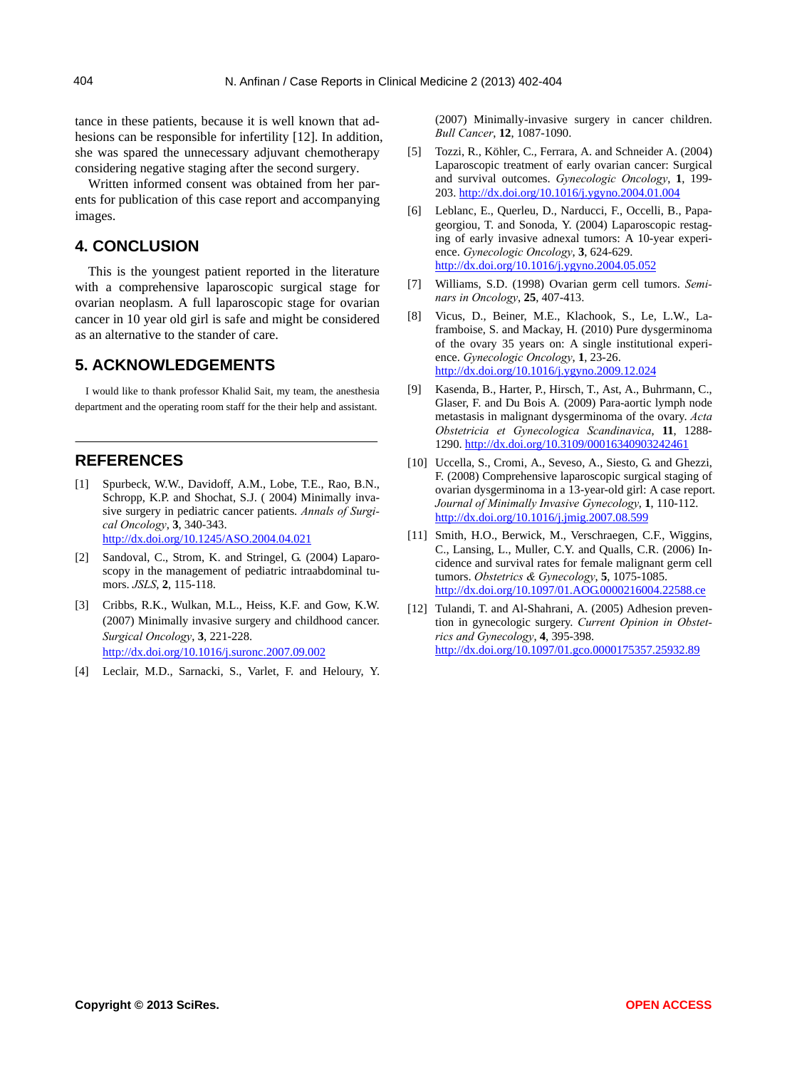tance in these patients, because it is well known that adhesions can be responsible for infertility [12]. In addition, she was spared the unnecessary adjuvant chemotherapy considering negative staging after the second surgery.

Written informed consent was obtained from her parents for publication of this case report and accompanying images.

## 4. CONCLUSION

This is the youngest patient reported in the literature with a comprehensive laparoscopic surgical stage for ovarian neoplasm. A full laparoscopic stage for ovarian cancer in 10 year old girl is safe and might be considered as an alternative to the stander of care.

## 5. ACKNOWLEDGEMENTS

I would like to thank professor Khalid Sait, my team, the anesthesia department and the operating room staff for the their help and assistant.

## REFERENCES

[1] Spurbeck, W.W., Davidoff, A.M., Lobe, T.E., Rao, B.N., Schropp, K.P. and Shochat, S.J. ( 2004) Minimally invasive surgery in pediatric cancer patients. *Annals of Surgical Oncology*, **3**, 340-343. http://dx.doi.org/10.1245/ASO.2004.04.021

[2] Sandoval, C., Strom, K. and Stringel, G. (2004) Laparoscopy in the management of pediatric intraabdominal tumors. *JSLS*, **2**, 115-118.

[3] Cribbs, R.K., Wulkan, M.L., Heiss, K.F. and Gow, K.W. (2007) Minimally invasive surgery and childhood cancer. *Surgical Oncology*, **3**, 221-228. http://dx.doi.org/10.1016/j.suronc.2007.09.002

[4] Leclair, M.D., Sarnacki, S., Varlet, F. and Heloury, Y. (2007) Minimally-invasive surgery in cancer children. *Bull Cancer*, **12**, 1087-1090.

[5] Tozzi, R., Köhler, C., Ferrara, A. and Schneider A. (2004) Laparoscopic treatment of early ovarian cancer: Surgical and survival outcomes. *Gynecologic Oncology*, **1**, 199-203. http://dx.doi.org/10.1016/j.ygyno.2004.01.004

[6] Leblanc, E., Querleu, D., Narducci, F., Occelli, B., Papageorgiou, T. and Sonoda, Y. (2004) Laparoscopic restaging of early invasive adnexal tumors: A 10-year experience. *Gynecologic Oncology*, **3**, 624-629. http://dx.doi.org/10.1016/j.ygyno.2004.05.052

[7] Williams, S.D. (1998) Ovarian germ cell tumors. *Seminars in Oncology*, **25**, 407-413.

[8] Vicus, D., Beiner, M.E., Klachook, S., Le, L.W., Laframboise, S. and Mackay, H. (2010) Pure dysgerminoma of the ovary 35 years on: A single institutional experience. *Gynecologic Oncology*, **1**, 23-26. http://dx.doi.org/10.1016/j.ygyno.2009.12.024

[9] Kasenda, B., Harter, P., Hirsch, T., Ast, A., Buhrmann, C., Glaser, F. and Du Bois A. (2009) Para-aortic lymph node metastasis in malignant dysgerminoma of the ovary. *Acta Obstetricia et Gynecologica Scandinavica*, **11**, 1288-1290. http://dx.doi.org/10.3109/00016340903242461

[10] Uccella, S., Cromi, A., Seveso, A., Siesto, G. and Ghezzi, F. (2008) Comprehensive laparoscopic surgical staging of ovarian dysgerminoma in a 13-year-old girl: A case report. *Journal of Minimally Invasive Gynecology*, **1**, 110-112. http://dx.doi.org/10.1016/j.jmig.2007.08.599

[11] Smith, H.O., Berwick, M., Verschraegen, C.F., Wiggins, C., Lansing, L., Muller, C.Y. and Qualls, C.R. (2006) Incidence and survival rates for female malignant germ cell tumors. *Obstetrics & Gynecology*, **5**, 1075-1085. http://dx.doi.org/10.1097/01.AOG.0000216004.22588.ce

[12] Tulandi, T. and Al-Shahrani, A. (2005) Adhesion prevention in gynecologic surgery. *Current Opinion in Obstetrics and Gynecology*, **4**, 395-398. http://dx.doi.org/10.1097/01.gco.0000175357.25932.89